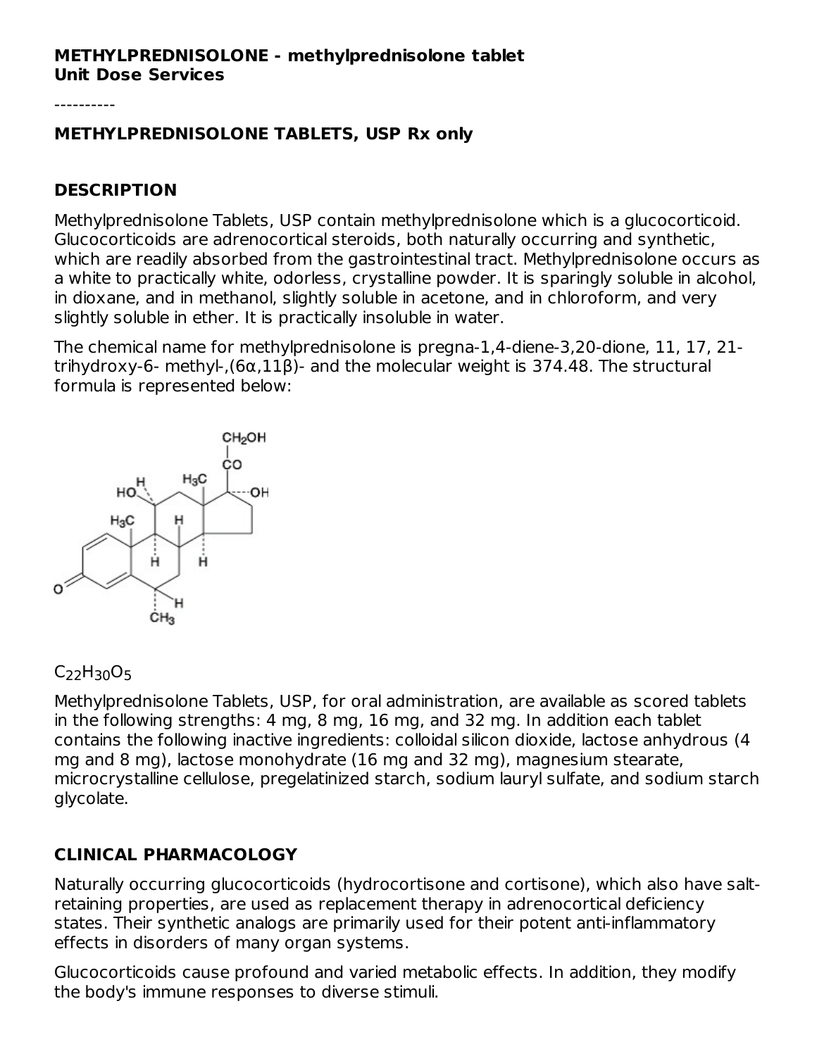**METHYLPREDNISOLONE - methylprednisolone tablet**
**Unit Dose Services**

----------

**METHYLPREDNISOLONE TABLETS, USP Rx only**

## DESCRIPTION

Methylprednisolone Tablets, USP contain methylprednisolone which is a glucocorticoid. Glucocorticoids are adrenocortical steroids, both naturally occurring and synthetic, which are readily absorbed from the gastrointestinal tract. Methylprednisolone occurs as a white to practically white, odorless, crystalline powder. It is sparingly soluble in alcohol, in dioxane, and in methanol, slightly soluble in acetone, and in chloroform, and very slightly soluble in ether. It is practically insoluble in water.

The chemical name for methylprednisolone is pregna-1,4-diene-3,20-dione, 11, 17, 21-trihydroxy-6- methyl-,(6α,11β)- and the molecular weight is 374.48. The structural formula is represented below:

$C_{22}H_{30}O_5$

Methylprednisolone Tablets, USP, for oral administration, are available as scored tablets in the following strengths: 4 mg, 8 mg, 16 mg, and 32 mg. In addition each tablet contains the following inactive ingredients: colloidal silicon dioxide, lactose anhydrous (4 mg and 8 mg), lactose monohydrate (16 mg and 32 mg), magnesium stearate, microcrystalline cellulose, pregelatinized starch, sodium lauryl sulfate, and sodium starch glycolate.

## CLINICAL PHARMACOLOGY

Naturally occurring glucocorticoids (hydrocortisone and cortisone), which also have salt-retaining properties, are used as replacement therapy in adrenocortical deficiency states. Their synthetic analogs are primarily used for their potent anti-inflammatory effects in disorders of many organ systems.

Glucocorticoids cause profound and varied metabolic effects. In addition, they modify the body's immune responses to diverse stimuli.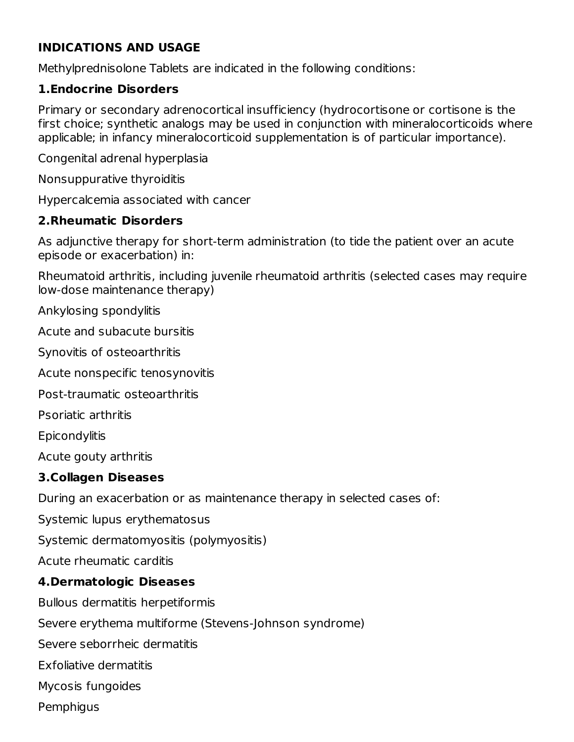## INDICATIONS AND USAGE

Methylprednisolone Tablets are indicated in the following conditions:

### 1.Endocrine Disorders

Primary or secondary adrenocortical insufficiency (hydrocortisone or cortisone is the first choice; synthetic analogs may be used in conjunction with mineralocorticoids where applicable; in infancy mineralocorticoid supplementation is of particular importance).

Congenital adrenal hyperplasia

Nonsuppurative thyroiditis

Hypercalcemia associated with cancer

### 2.Rheumatic Disorders

As adjunctive therapy for short-term administration (to tide the patient over an acute episode or exacerbation) in:

Rheumatoid arthritis, including juvenile rheumatoid arthritis (selected cases may require low-dose maintenance therapy)

Ankylosing spondylitis

Acute and subacute bursitis

Synovitis of osteoarthritis

Acute nonspecific tenosynovitis

Post-traumatic osteoarthritis

Psoriatic arthritis

Epicondylitis

Acute gouty arthritis

### 3.Collagen Diseases

During an exacerbation or as maintenance therapy in selected cases of:

Systemic lupus erythematosus

Systemic dermatomyositis (polymyositis)

Acute rheumatic carditis

### 4.Dermatologic Diseases

Bullous dermatitis herpetiformis

Severe erythema multiforme (Stevens-Johnson syndrome)

Severe seborrheic dermatitis

Exfoliative dermatitis

Mycosis fungoides

Pemphigus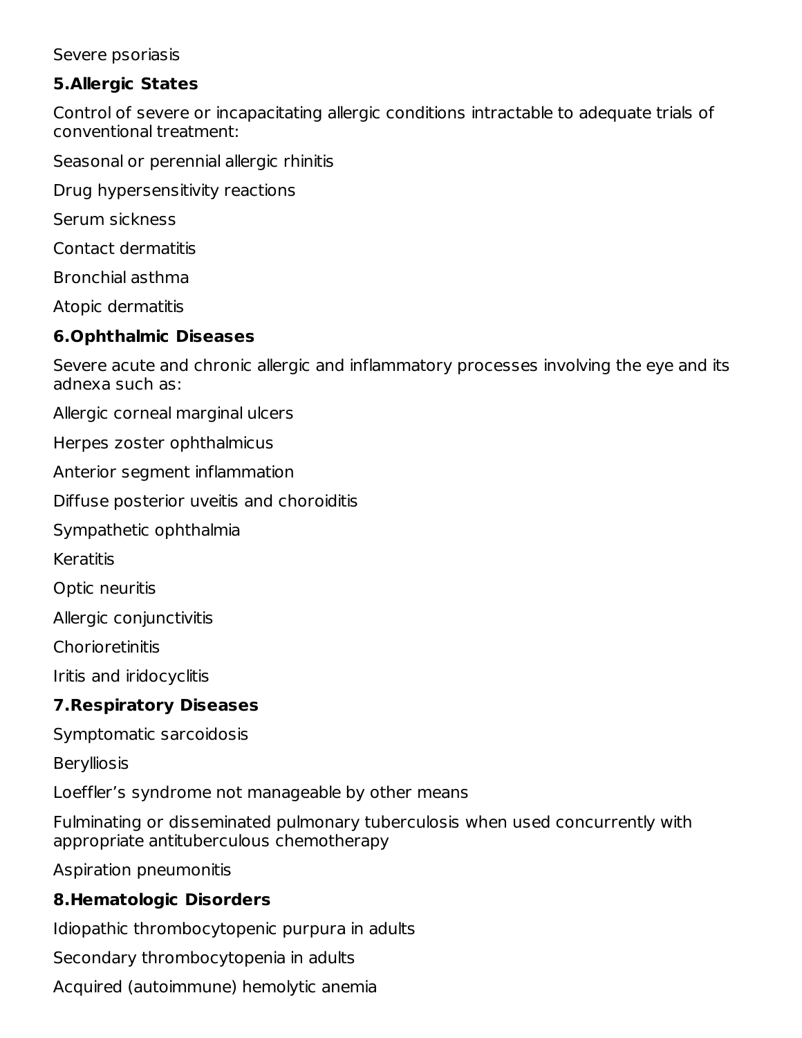Severe psoriasis

**5.Allergic States**

Control of severe or incapacitating allergic conditions intractable to adequate trials of conventional treatment:

Seasonal or perennial allergic rhinitis

Drug hypersensitivity reactions

Serum sickness

Contact dermatitis

Bronchial asthma

Atopic dermatitis

**6.Ophthalmic Diseases**

Severe acute and chronic allergic and inflammatory processes involving the eye and its adnexa such as:

Allergic corneal marginal ulcers

Herpes zoster ophthalmicus

Anterior segment inflammation

Diffuse posterior uveitis and choroiditis

Sympathetic ophthalmia

Keratitis

Optic neuritis

Allergic conjunctivitis

Chorioretinitis

Iritis and iridocyclitis

**7.Respiratory Diseases**

Symptomatic sarcoidosis

Berylliosis

Loeffler's syndrome not manageable by other means

Fulminating or disseminated pulmonary tuberculosis when used concurrently with appropriate antituberculous chemotherapy

Aspiration pneumonitis

**8.Hematologic Disorders**

Idiopathic thrombocytopenic purpura in adults

Secondary thrombocytopenia in adults

Acquired (autoimmune) hemolytic anemia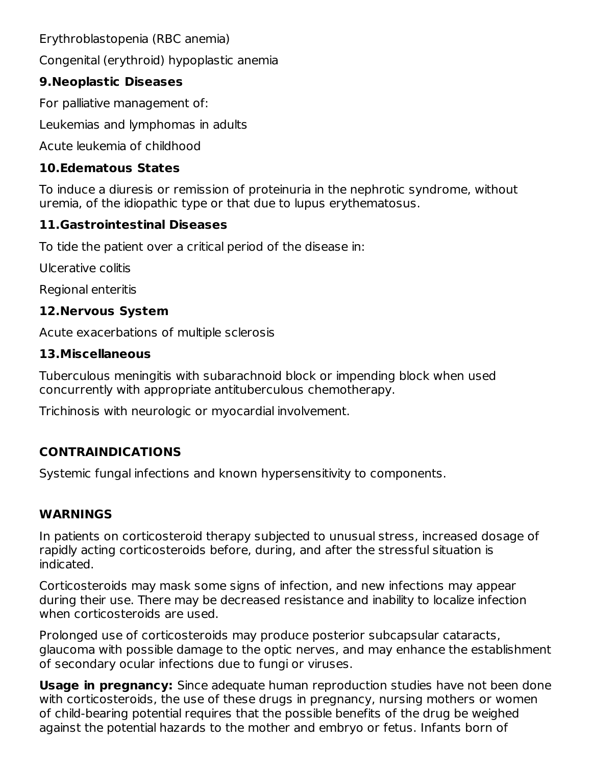Erythroblastopenia (RBC anemia)

Congenital (erythroid) hypoplastic anemia

**9.Neoplastic Diseases**

For palliative management of:

Leukemias and lymphomas in adults

Acute leukemia of childhood

**10.Edematous States**

To induce a diuresis or remission of proteinuria in the nephrotic syndrome, without uremia, of the idiopathic type or that due to lupus erythematosus.

**11.Gastrointestinal Diseases**

To tide the patient over a critical period of the disease in:

Ulcerative colitis

Regional enteritis

**12.Nervous System**

Acute exacerbations of multiple sclerosis

**13.Miscellaneous**

Tuberculous meningitis with subarachnoid block or impending block when used concurrently with appropriate antituberculous chemotherapy.

Trichinosis with neurologic or myocardial involvement.

## CONTRAINDICATIONS

Systemic fungal infections and known hypersensitivity to components.

## WARNINGS

In patients on corticosteroid therapy subjected to unusual stress, increased dosage of rapidly acting corticosteroids before, during, and after the stressful situation is indicated.

Corticosteroids may mask some signs of infection, and new infections may appear during their use. There may be decreased resistance and inability to localize infection when corticosteroids are used.

Prolonged use of corticosteroids may produce posterior subcapsular cataracts, glaucoma with possible damage to the optic nerves, and may enhance the establishment of secondary ocular infections due to fungi or viruses.

**Usage in pregnancy:** Since adequate human reproduction studies have not been done with corticosteroids, the use of these drugs in pregnancy, nursing mothers or women of child-bearing potential requires that the possible benefits of the drug be weighed against the potential hazards to the mother and embryo or fetus. Infants born of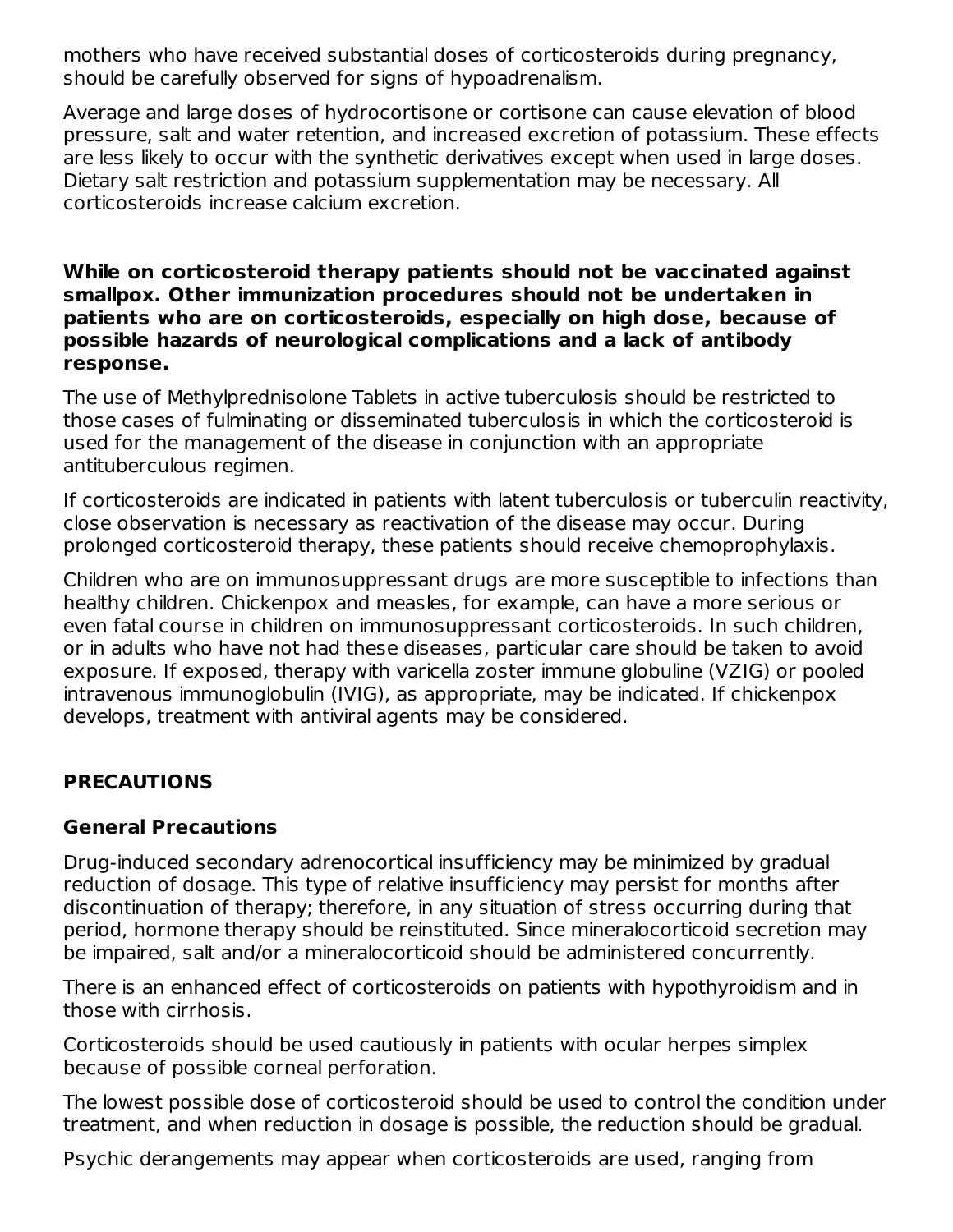mothers who have received substantial doses of corticosteroids during pregnancy, should be carefully observed for signs of hypoadrenalism.

Average and large doses of hydrocortisone or cortisone can cause elevation of blood pressure, salt and water retention, and increased excretion of potassium. These effects are less likely to occur with the synthetic derivatives except when used in large doses. Dietary salt restriction and potassium supplementation may be necessary. All corticosteroids increase calcium excretion.

**While on corticosteroid therapy patients should not be vaccinated against smallpox. Other immunization procedures should not be undertaken in patients who are on corticosteroids, especially on high dose, because of possible hazards of neurological complications and a lack of antibody response.**

The use of Methylprednisolone Tablets in active tuberculosis should be restricted to those cases of fulminating or disseminated tuberculosis in which the corticosteroid is used for the management of the disease in conjunction with an appropriate antituberculous regimen.

If corticosteroids are indicated in patients with latent tuberculosis or tuberculin reactivity, close observation is necessary as reactivation of the disease may occur. During prolonged corticosteroid therapy, these patients should receive chemoprophylaxis.

Children who are on immunosuppressant drugs are more susceptible to infections than healthy children. Chickenpox and measles, for example, can have a more serious or even fatal course in children on immunosuppressant corticosteroids. In such children, or in adults who have not had these diseases, particular care should be taken to avoid exposure. If exposed, therapy with varicella zoster immune globuline (VZIG) or pooled intravenous immunoglobulin (IVIG), as appropriate, may be indicated. If chickenpox develops, treatment with antiviral agents may be considered.

## PRECAUTIONS

### General Precautions

Drug-induced secondary adrenocortical insufficiency may be minimized by gradual reduction of dosage. This type of relative insufficiency may persist for months after discontinuation of therapy; therefore, in any situation of stress occurring during that period, hormone therapy should be reinstituted. Since mineralocorticoid secretion may be impaired, salt and/or a mineralocorticoid should be administered concurrently.

There is an enhanced effect of corticosteroids on patients with hypothyroidism and in those with cirrhosis.

Corticosteroids should be used cautiously in patients with ocular herpes simplex because of possible corneal perforation.

The lowest possible dose of corticosteroid should be used to control the condition under treatment, and when reduction in dosage is possible, the reduction should be gradual.

Psychic derangements may appear when corticosteroids are used, ranging from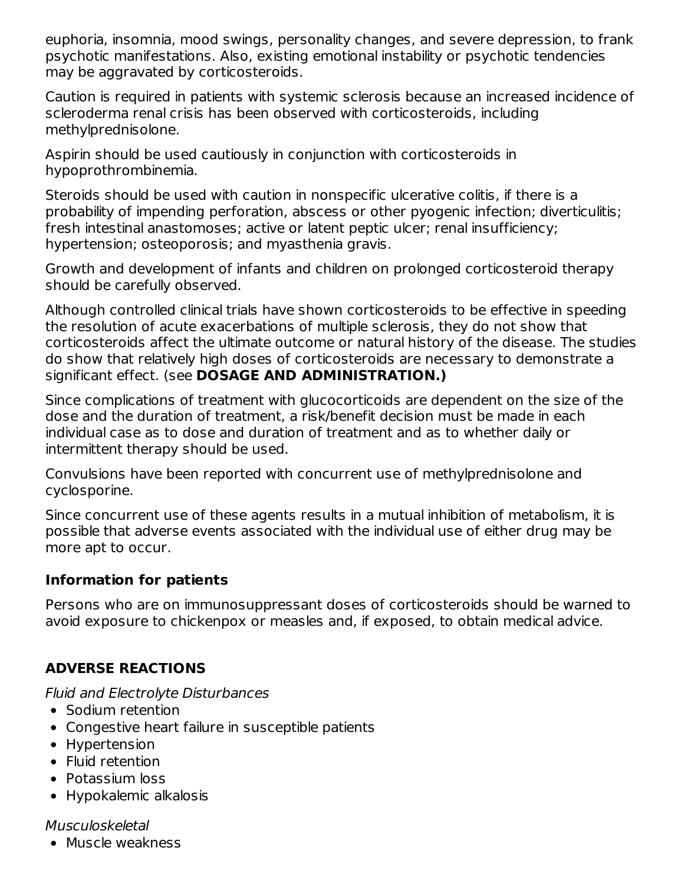euphoria, insomnia, mood swings, personality changes, and severe depression, to frank psychotic manifestations. Also, existing emotional instability or psychotic tendencies may be aggravated by corticosteroids.

Caution is required in patients with systemic sclerosis because an increased incidence of scleroderma renal crisis has been observed with corticosteroids, including methylprednisolone.

Aspirin should be used cautiously in conjunction with corticosteroids in hypoprothrombinemia.

Steroids should be used with caution in nonspecific ulcerative colitis, if there is a probability of impending perforation, abscess or other pyogenic infection; diverticulitis; fresh intestinal anastomoses; active or latent peptic ulcer; renal insufficiency; hypertension; osteoporosis; and myasthenia gravis.

Growth and development of infants and children on prolonged corticosteroid therapy should be carefully observed.

Although controlled clinical trials have shown corticosteroids to be effective in speeding the resolution of acute exacerbations of multiple sclerosis, they do not show that corticosteroids affect the ultimate outcome or natural history of the disease. The studies do show that relatively high doses of corticosteroids are necessary to demonstrate a significant effect. (see **DOSAGE AND ADMINISTRATION.)**

Since complications of treatment with glucocorticoids are dependent on the size of the dose and the duration of treatment, a risk/benefit decision must be made in each individual case as to dose and duration of treatment and as to whether daily or intermittent therapy should be used.

Convulsions have been reported with concurrent use of methylprednisolone and cyclosporine.

Since concurrent use of these agents results in a mutual inhibition of metabolism, it is possible that adverse events associated with the individual use of either drug may be more apt to occur.

### Information for patients

Persons who are on immunosuppressant doses of corticosteroids should be warned to avoid exposure to chickenpox or measles and, if exposed, to obtain medical advice.

## ADVERSE REACTIONS

*Fluid and Electrolyte Disturbances*

- Sodium retention
- Congestive heart failure in susceptible patients
- Hypertension
- Fluid retention
- Potassium loss
- Hypokalemic alkalosis

*Musculoskeletal*

- Muscle weakness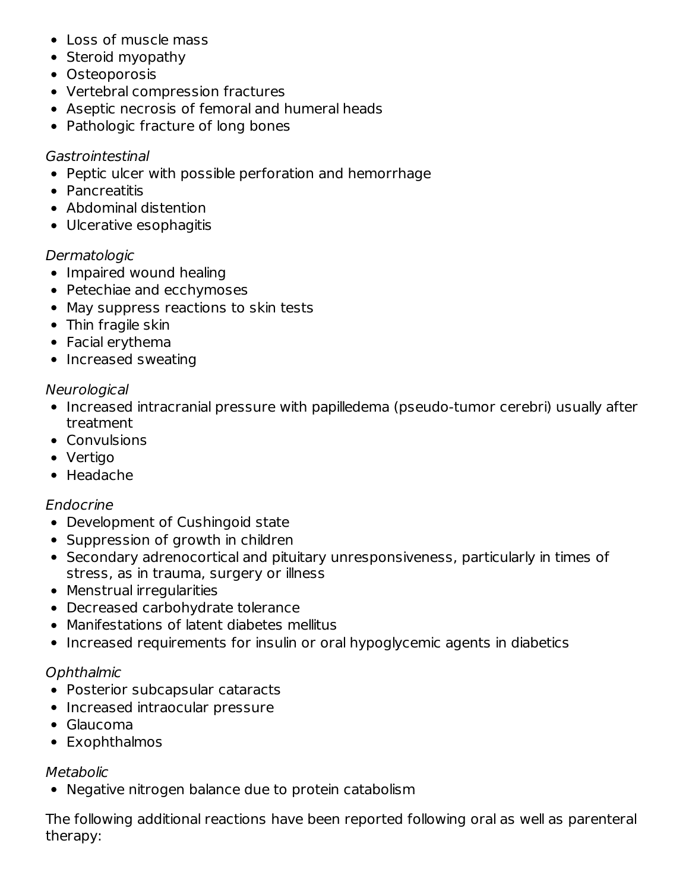- Loss of muscle mass
- Steroid myopathy
- Osteoporosis
- Vertebral compression fractures
- Aseptic necrosis of femoral and humeral heads
- Pathologic fracture of long bones

*Gastrointestinal*

- Peptic ulcer with possible perforation and hemorrhage
- Pancreatitis
- Abdominal distention
- Ulcerative esophagitis

*Dermatologic*

- Impaired wound healing
- Petechiae and ecchymoses
- May suppress reactions to skin tests
- Thin fragile skin
- Facial erythema
- Increased sweating

*Neurological*

- Increased intracranial pressure with papilledema (pseudo-tumor cerebri) usually after treatment
- Convulsions
- Vertigo
- Headache

*Endocrine*

- Development of Cushingoid state
- Suppression of growth in children
- Secondary adrenocortical and pituitary unresponsiveness, particularly in times of stress, as in trauma, surgery or illness
- Menstrual irregularities
- Decreased carbohydrate tolerance
- Manifestations of latent diabetes mellitus
- Increased requirements for insulin or oral hypoglycemic agents in diabetics

*Ophthalmic*

- Posterior subcapsular cataracts
- Increased intraocular pressure
- Glaucoma
- Exophthalmos

*Metabolic*

- Negative nitrogen balance due to protein catabolism

The following additional reactions have been reported following oral as well as parenteral therapy: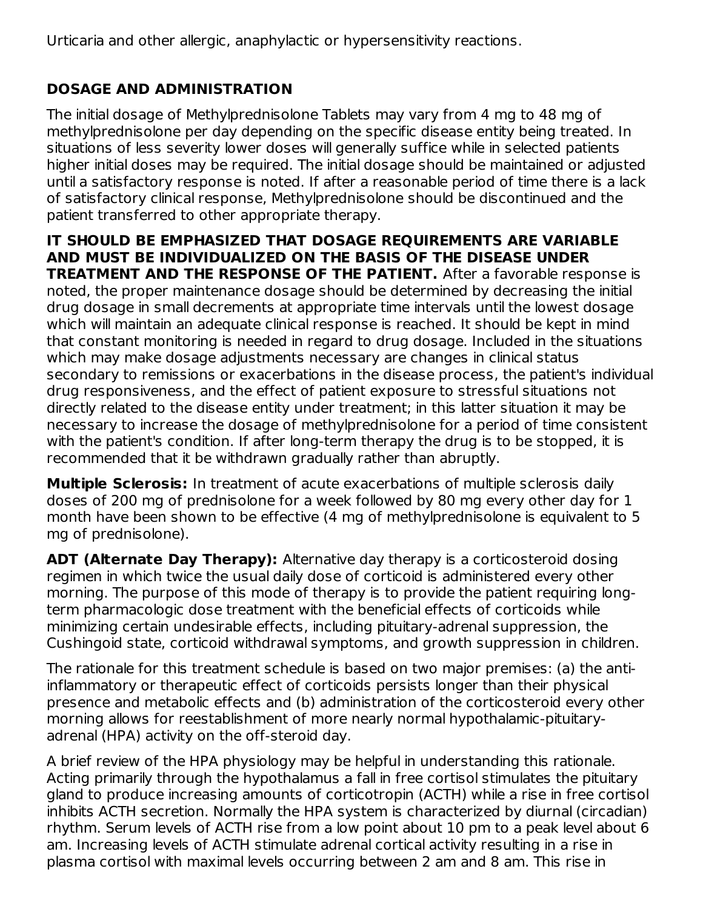Urticaria and other allergic, anaphylactic or hypersensitivity reactions.

## DOSAGE AND ADMINISTRATION

The initial dosage of Methylprednisolone Tablets may vary from 4 mg to 48 mg of methylprednisolone per day depending on the specific disease entity being treated. In situations of less severity lower doses will generally suffice while in selected patients higher initial doses may be required. The initial dosage should be maintained or adjusted until a satisfactory response is noted. If after a reasonable period of time there is a lack of satisfactory clinical response, Methylprednisolone should be discontinued and the patient transferred to other appropriate therapy.

**IT SHOULD BE EMPHASIZED THAT DOSAGE REQUIREMENTS ARE VARIABLE AND MUST BE INDIVIDUALIZED ON THE BASIS OF THE DISEASE UNDER TREATMENT AND THE RESPONSE OF THE PATIENT.** After a favorable response is noted, the proper maintenance dosage should be determined by decreasing the initial drug dosage in small decrements at appropriate time intervals until the lowest dosage which will maintain an adequate clinical response is reached. It should be kept in mind that constant monitoring is needed in regard to drug dosage. Included in the situations which may make dosage adjustments necessary are changes in clinical status secondary to remissions or exacerbations in the disease process, the patient's individual drug responsiveness, and the effect of patient exposure to stressful situations not directly related to the disease entity under treatment; in this latter situation it may be necessary to increase the dosage of methylprednisolone for a period of time consistent with the patient's condition. If after long-term therapy the drug is to be stopped, it is recommended that it be withdrawn gradually rather than abruptly.

**Multiple Sclerosis:** In treatment of acute exacerbations of multiple sclerosis daily doses of 200 mg of prednisolone for a week followed by 80 mg every other day for 1 month have been shown to be effective (4 mg of methylprednisolone is equivalent to 5 mg of prednisolone).

**ADT (Alternate Day Therapy):** Alternative day therapy is a corticosteroid dosing regimen in which twice the usual daily dose of corticoid is administered every other morning. The purpose of this mode of therapy is to provide the patient requiring long-term pharmacologic dose treatment with the beneficial effects of corticoids while minimizing certain undesirable effects, including pituitary-adrenal suppression, the Cushingoid state, corticoid withdrawal symptoms, and growth suppression in children.

The rationale for this treatment schedule is based on two major premises: (a) the anti-inflammatory or therapeutic effect of corticoids persists longer than their physical presence and metabolic effects and (b) administration of the corticosteroid every other morning allows for reestablishment of more nearly normal hypothalamic-pituitary-adrenal (HPA) activity on the off-steroid day.

A brief review of the HPA physiology may be helpful in understanding this rationale. Acting primarily through the hypothalamus a fall in free cortisol stimulates the pituitary gland to produce increasing amounts of corticotropin (ACTH) while a rise in free cortisol inhibits ACTH secretion. Normally the HPA system is characterized by diurnal (circadian) rhythm. Serum levels of ACTH rise from a low point about 10 pm to a peak level about 6 am. Increasing levels of ACTH stimulate adrenal cortical activity resulting in a rise in plasma cortisol with maximal levels occurring between 2 am and 8 am. This rise in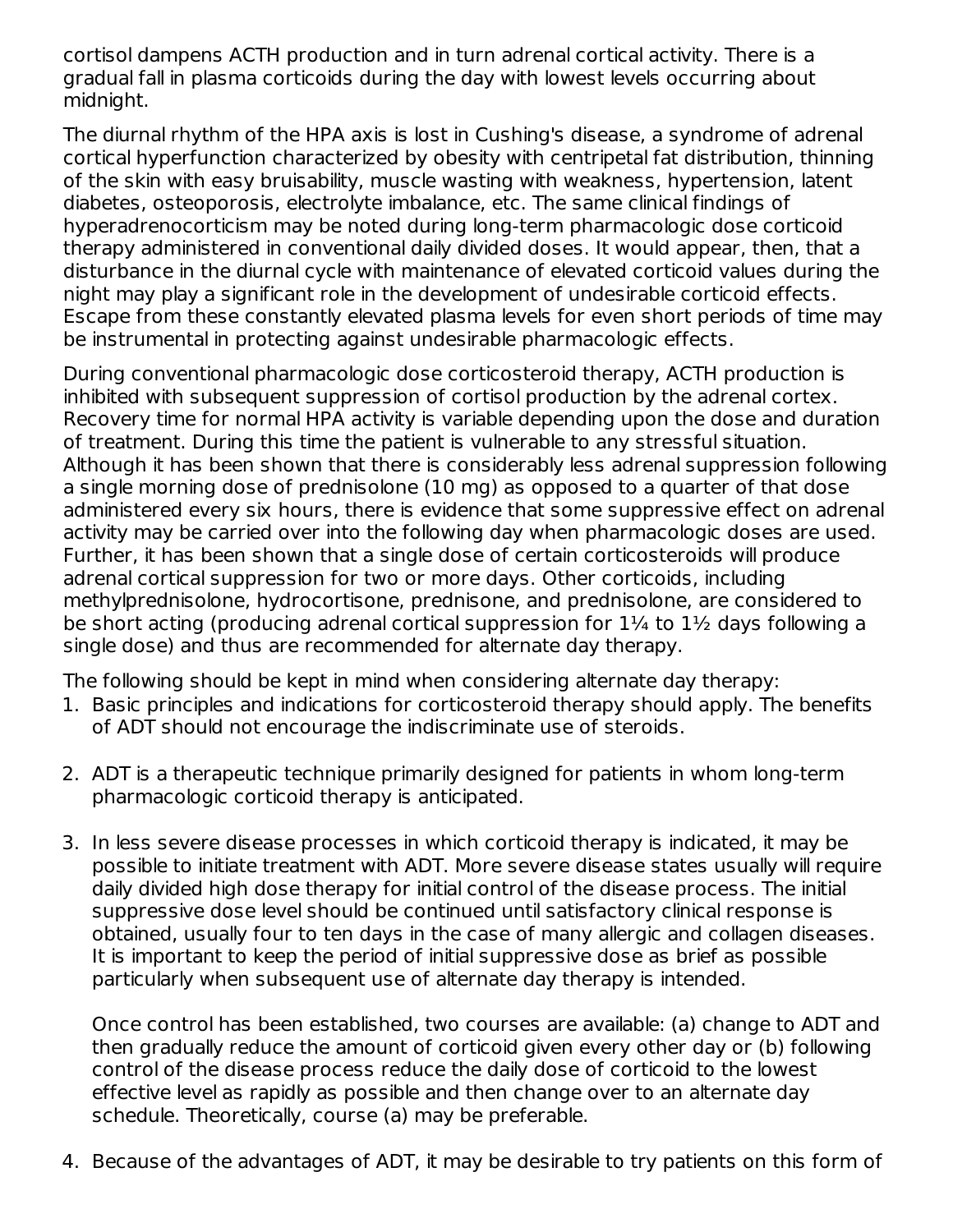cortisol dampens ACTH production and in turn adrenal cortical activity. There is a gradual fall in plasma corticoids during the day with lowest levels occurring about midnight.

The diurnal rhythm of the HPA axis is lost in Cushing's disease, a syndrome of adrenal cortical hyperfunction characterized by obesity with centripetal fat distribution, thinning of the skin with easy bruisability, muscle wasting with weakness, hypertension, latent diabetes, osteoporosis, electrolyte imbalance, etc. The same clinical findings of hyperadrenocorticism may be noted during long-term pharmacologic dose corticoid therapy administered in conventional daily divided doses. It would appear, then, that a disturbance in the diurnal cycle with maintenance of elevated corticoid values during the night may play a significant role in the development of undesirable corticoid effects. Escape from these constantly elevated plasma levels for even short periods of time may be instrumental in protecting against undesirable pharmacologic effects.

During conventional pharmacologic dose corticosteroid therapy, ACTH production is inhibited with subsequent suppression of cortisol production by the adrenal cortex. Recovery time for normal HPA activity is variable depending upon the dose and duration of treatment. During this time the patient is vulnerable to any stressful situation. Although it has been shown that there is considerably less adrenal suppression following a single morning dose of prednisolone (10 mg) as opposed to a quarter of that dose administered every six hours, there is evidence that some suppressive effect on adrenal activity may be carried over into the following day when pharmacologic doses are used. Further, it has been shown that a single dose of certain corticosteroids will produce adrenal cortical suppression for two or more days. Other corticoids, including methylprednisolone, hydrocortisone, prednisone, and prednisolone, are considered to be short acting (producing adrenal cortical suppression for 1¼ to 1½ days following a single dose) and thus are recommended for alternate day therapy.

The following should be kept in mind when considering alternate day therapy:

1. Basic principles and indications for corticosteroid therapy should apply. The benefits of ADT should not encourage the indiscriminate use of steroids.

2. ADT is a therapeutic technique primarily designed for patients in whom long-term pharmacologic corticoid therapy is anticipated.

3. In less severe disease processes in which corticoid therapy is indicated, it may be possible to initiate treatment with ADT. More severe disease states usually will require daily divided high dose therapy for initial control of the disease process. The initial suppressive dose level should be continued until satisfactory clinical response is obtained, usually four to ten days in the case of many allergic and collagen diseases. It is important to keep the period of initial suppressive dose as brief as possible particularly when subsequent use of alternate day therapy is intended.

   Once control has been established, two courses are available: (a) change to ADT and then gradually reduce the amount of corticoid given every other day or (b) following control of the disease process reduce the daily dose of corticoid to the lowest effective level as rapidly as possible and then change over to an alternate day schedule. Theoretically, course (a) may be preferable.

4. Because of the advantages of ADT, it may be desirable to try patients on this form of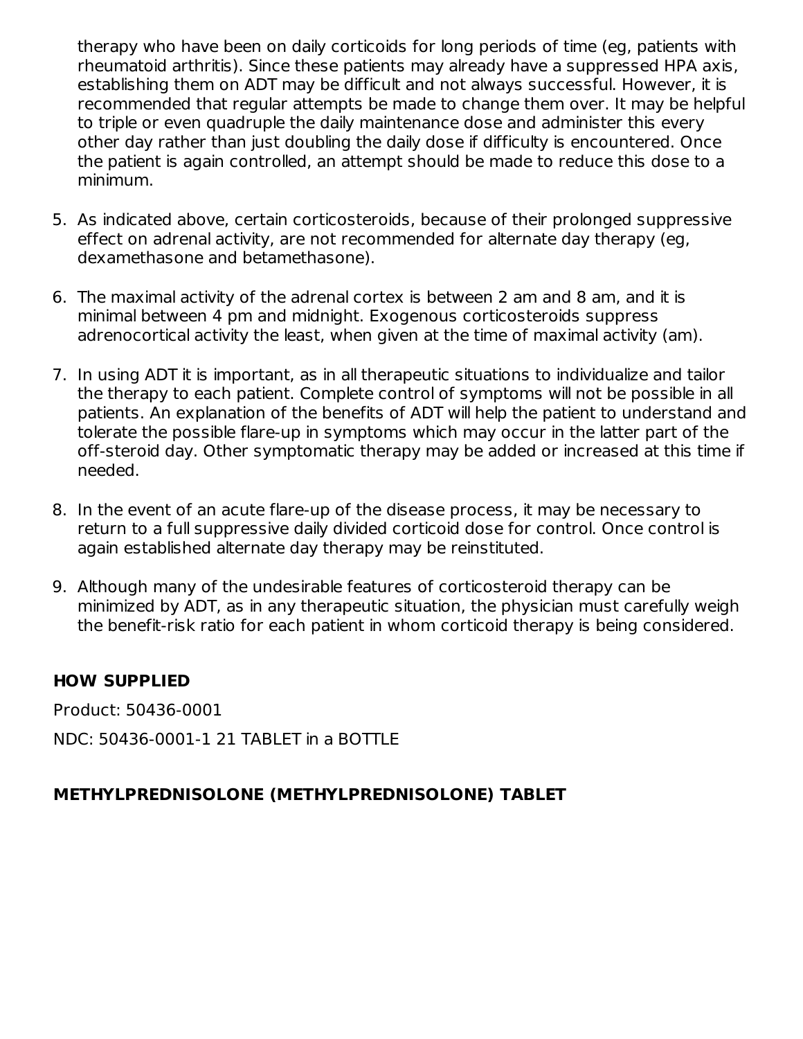therapy who have been on daily corticoids for long periods of time (eg, patients with rheumatoid arthritis). Since these patients may already have a suppressed HPA axis, establishing them on ADT may be difficult and not always successful. However, it is recommended that regular attempts be made to change them over. It may be helpful to triple or even quadruple the daily maintenance dose and administer this every other day rather than just doubling the daily dose if difficulty is encountered. Once the patient is again controlled, an attempt should be made to reduce this dose to a minimum.

5. As indicated above, certain corticosteroids, because of their prolonged suppressive effect on adrenal activity, are not recommended for alternate day therapy (eg, dexamethasone and betamethasone).

6. The maximal activity of the adrenal cortex is between 2 am and 8 am, and it is minimal between 4 pm and midnight. Exogenous corticosteroids suppress adrenocortical activity the least, when given at the time of maximal activity (am).

7. In using ADT it is important, as in all therapeutic situations to individualize and tailor the therapy to each patient. Complete control of symptoms will not be possible in all patients. An explanation of the benefits of ADT will help the patient to understand and tolerate the possible flare-up in symptoms which may occur in the latter part of the off-steroid day. Other symptomatic therapy may be added or increased at this time if needed.

8. In the event of an acute flare-up of the disease process, it may be necessary to return to a full suppressive daily divided corticoid dose for control. Once control is again established alternate day therapy may be reinstituted.

9. Although many of the undesirable features of corticosteroid therapy can be minimized by ADT, as in any therapeutic situation, the physician must carefully weigh the benefit-risk ratio for each patient in whom corticoid therapy is being considered.

## HOW SUPPLIED

Product: 50436-0001

NDC: 50436-0001-1 21 TABLET in a BOTTLE

## METHYLPREDNISOLONE (METHYLPREDNISOLONE) TABLET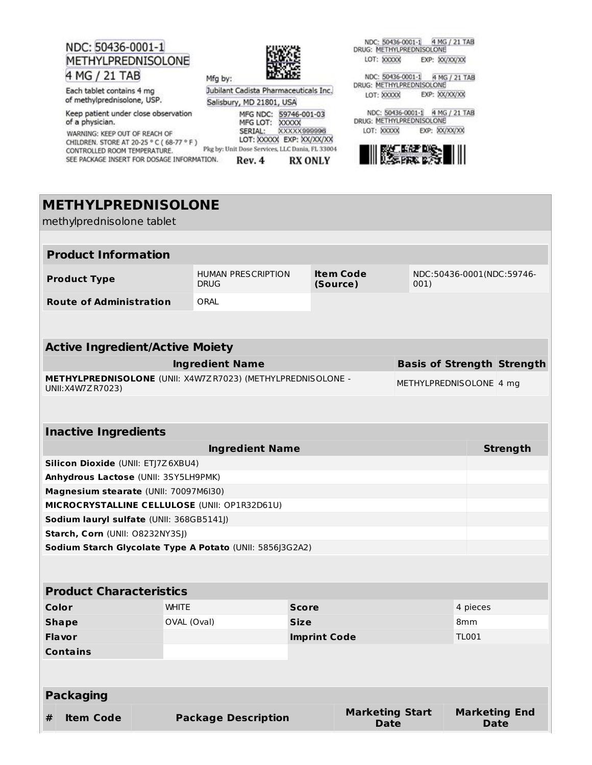NDC: 50436-0001-1
METHYLPREDNISOLONE
4 MG / 21 TAB

Each tablet contains 4 mg of methylprednisolone, USP.

Keep patient under close observation of a physician.

WARNING: KEEP OUT OF REACH OF CHILDREN. STORE AT 20-25 ° C ( 68-77 ° F ) CONTROLLED ROOM TEMPERATURE.
SEE PACKAGE INSERT FOR DOSAGE INFORMATION.

Mfg by:
Jubilant Cadista Pharmaceuticals Inc.
Salisbury, MD 21801, USA

MFG NDC: 59746-001-03
MFG LOT: XXXXX
SERIAL: XXXXX999996
LOT: XXXXX EXP: XX/XX/XX
Pkg by: Unit Dose Services, LLC Dania, FL 33004
Rev. 4 RX ONLY

NDC: 50436-0001-1 4 MG / 21 TAB
DRUG: METHYLPREDNISOLONE
LOT: XXXXX EXP: XX/XX/XX

NDC: 50436-0001-1 4 MG / 21 TAB
DRUG: METHYLPREDNISOLONE
LOT: XXXXX EXP: XX/XX/XX

NDC: 50436-0001-1 4 MG / 21 TAB
DRUG: METHYLPREDNISOLONE
LOT: XXXXX EXP: XX/XX/XX

# METHYLPREDNISOLONE

methylprednisolone tablet

| Product Information | | | |
|---|---|---|---|
| **Product Type** | HUMAN PRESCRIPTION DRUG | **Item Code (Source)** | NDC:50436-0001(NDC:59746-001) |
| **Route of Administration** | ORAL | | |

| Active Ingredient/Active Moiety | | |
|---|---|---|
| **Ingredient Name** | **Basis of Strength** | **Strength** |
| **METHYLPREDNISOLONE** (UNII: X4W7ZR7023) (METHYLPREDNISOLONE - UNII:X4W7ZR7023) | METHYLPREDNISOLONE | 4 mg |

| Inactive Ingredients | |
|---|---|
| **Ingredient Name** | **Strength** |
| **Silicon Dioxide** (UNII: ETJ7Z6XBU4) | |
| **Anhydrous Lactose** (UNII: 3SY5LH9PMK) | |
| **Magnesium stearate** (UNII: 70097M6I30) | |
| **MICROCRYSTALLINE CELLULOSE** (UNII: OP1R32D61U) | |
| **Sodium lauryl sulfate** (UNII: 368GB5141J) | |
| **Starch, Corn** (UNII: O8232NY3SJ) | |
| **Sodium Starch Glycolate Type A Potato** (UNII: 5856J3G2A2) | |

| Product Characteristics | | | |
|---|---|---|---|
| **Color** | WHITE | **Score** | 4 pieces |
| **Shape** | OVAL (Oval) | **Size** | 8mm |
| **Flavor** | | **Imprint Code** | TL001 |
| **Contains** | | | |

| Packaging | | | | |
|---|---|---|---|---|
| **#** | **Item Code** | **Package Description** | **Marketing Start Date** | **Marketing End Date** |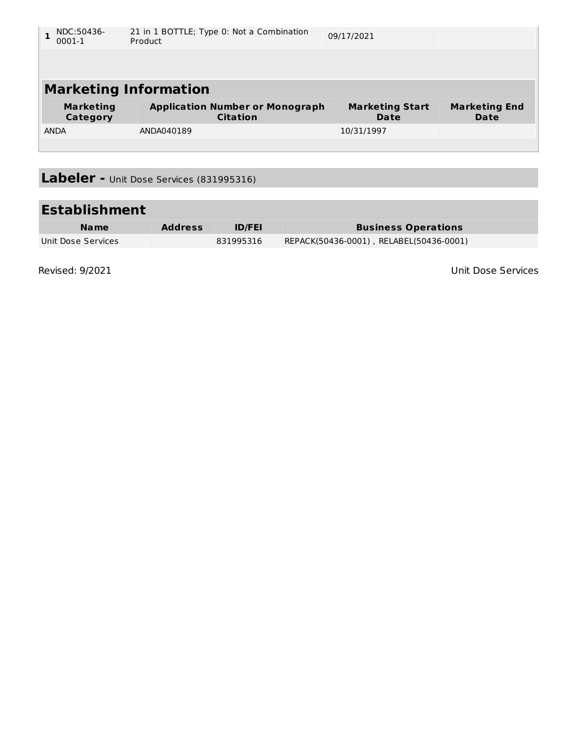| | | | | |
|---|---|---|---|---|
| 1 | NDC:50436-0001-1 | 21 in 1 BOTTLE; Type 0: Not a Combination Product | 09/17/2021 | |

## Marketing Information

| Marketing Category | Application Number or Monograph Citation | Marketing Start Date | Marketing End Date |
|---|---|---|---|
| ANDA | ANDA040189 | 10/31/1997 | |

## Labeler - Unit Dose Services (831995316)

## Establishment

| Name | Address | ID/FEI | Business Operations |
|---|---|---|---|
| Unit Dose Services | | 831995316 | REPACK(50436-0001) , RELABEL(50436-0001) |

Revised: 9/2021

Unit Dose Services